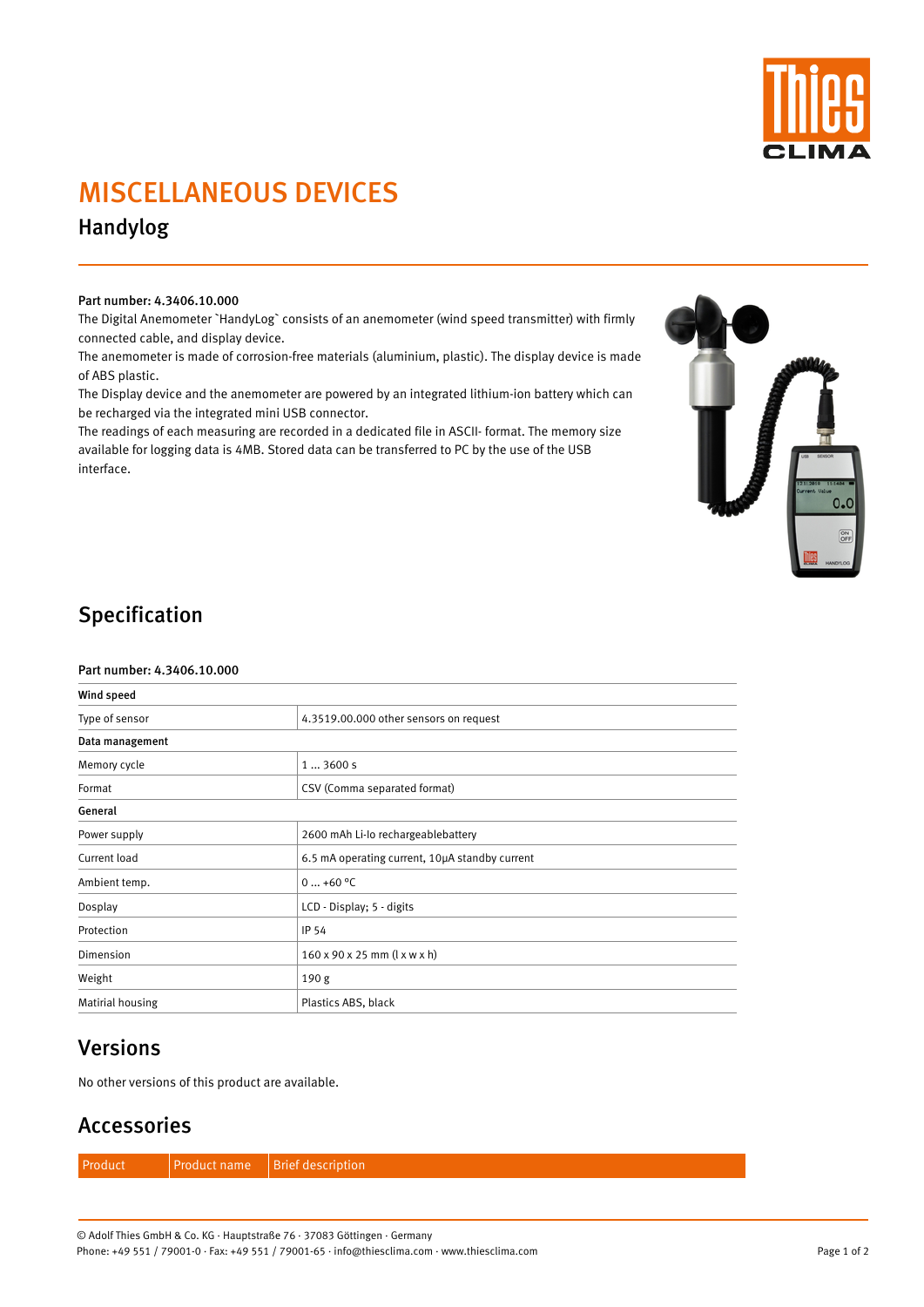# MISCELLANEOUS DEVICES

## Handylog

**Part number: 4.3406.10.000**

The Digital Anemometer `HandyLog` consists of an anemometer (wind speed transmitter) with firmly connected cable, and display device.

The anemometer is made of corrosion-free materials (aluminium, plastic). The display device is made of ABS plastic.

The Display device and the anemometer are powered by an integrated lithium-ion battery which can be recharged via the integrated mini USB connector.

The readings of each measuring are recorded in a dedicated file in ASCII- format. The memory size available for logging data is 4MB. Stored data can be transferred to PC by the use of the USB interface.

## Specification

**Part number: 4.3406.10.000**

| **Wind speed** | |
|---|---|
| Type of sensor | 4.3519.00.000 other sensors on request |
| **Data management** | |
| Memory cycle | 1 ... 3600 s |
| Format | CSV (Comma separated format) |
| **General** | |
| Power supply | 2600 mAh Li-Io rechargeablebattery |
| Current load | 6.5 mA operating current, 10µA standby current |
| Ambient temp. | 0 ... +60 °C |
| Dosplay | LCD - Display; 5 - digits |
| Protection | IP 54 |
| Dimension | 160 x 90 x 25 mm (l x w x h) |
| Weight | 190 g |
| Matirial housing | Plastics ABS, black |

## Versions

No other versions of this product are available.

## Accessories

| Product | Product name | Brief description |
|---|---|---|

© Adolf Thies GmbH & Co. KG · Hauptstraße 76 · 37083 Göttingen · Germany
Phone: +49 551 / 79001-0 · Fax: +49 551 / 79001-65 · info@thiesclima.com · www.thiesclima.com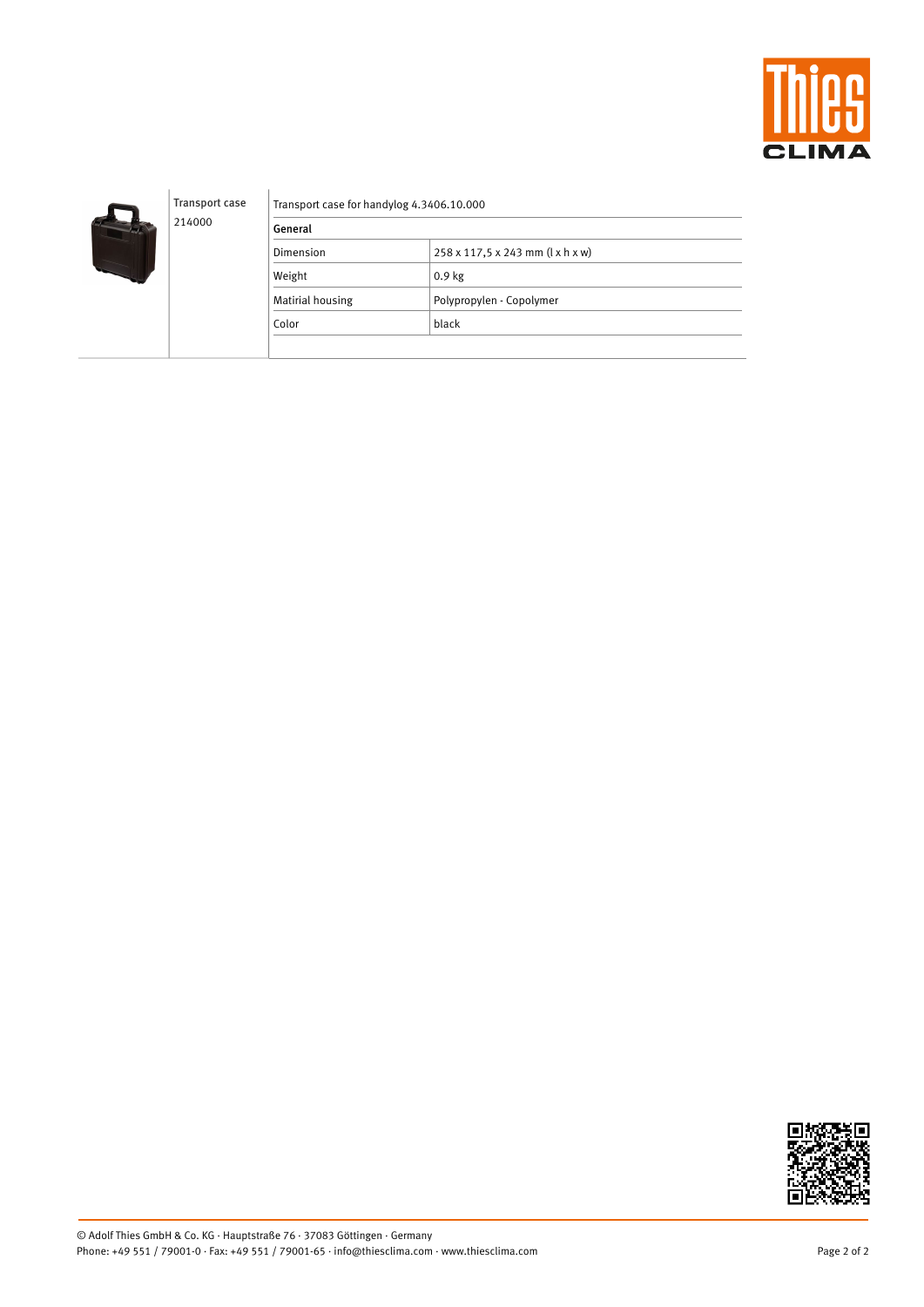**Transport case**
214000

Transport case for handylog 4.3406.10.000

| | |
|---|---|
| **General** | |
| Dimension | 258 x 117,5 x 243 mm (l x h x w) |
| Weight | 0.9 kg |
| Matirial housing | Polypropylen - Copolymer |
| Color | black |

© Adolf Thies GmbH & Co. KG · Hauptstraße 76 · 37083 Göttingen · Germany
Phone: +49 551 / 79001-0 · Fax: +49 551 / 79001-65 · info@thiesclima.com · www.thiesclima.com